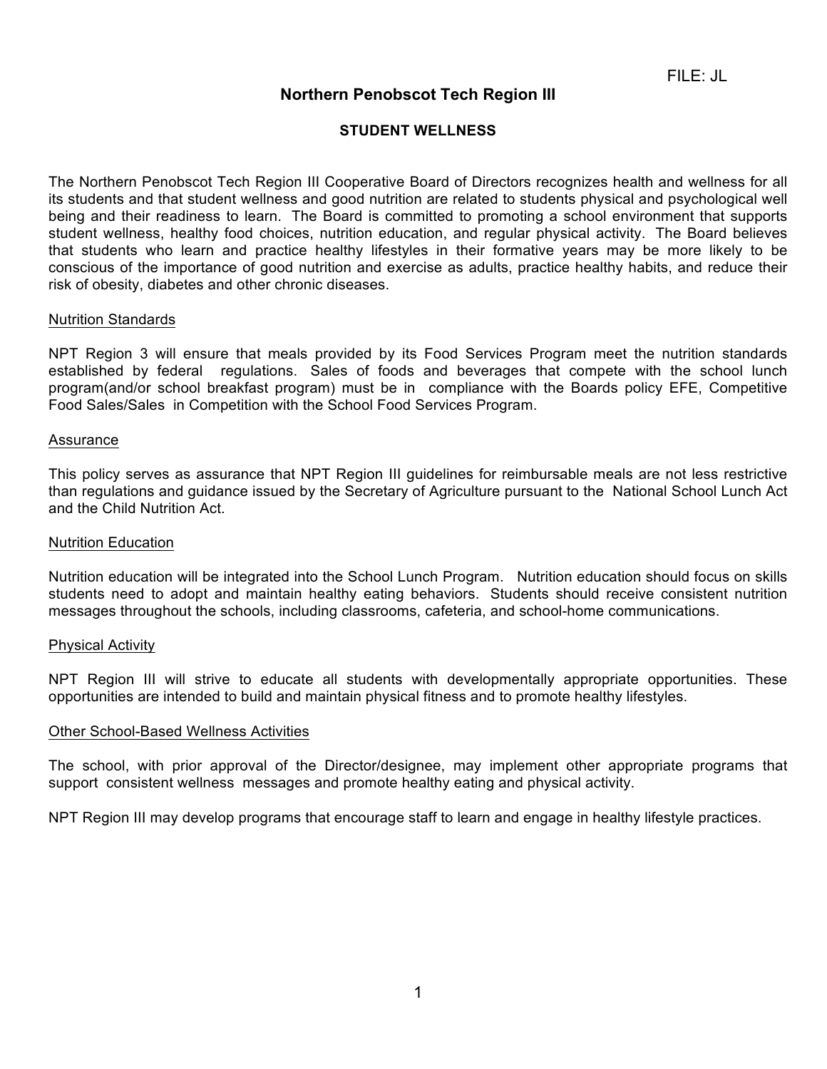FILE: JL

# Northern Penobscot Tech Region III

## STUDENT WELLNESS

The Northern Penobscot Tech Region III Cooperative Board of Directors recognizes health and wellness for all its students and that student wellness and good nutrition are related to students physical and psychological well being and their readiness to learn. The Board is committed to promoting a school environment that supports student wellness, healthy food choices, nutrition education, and regular physical activity. The Board believes that students who learn and practice healthy lifestyles in their formative years may be more likely to be conscious of the importance of good nutrition and exercise as adults, practice healthy habits, and reduce their risk of obesity, diabetes and other chronic diseases.

### Nutrition Standards

NPT Region 3 will ensure that meals provided by its Food Services Program meet the nutrition standards established by federal regulations. Sales of foods and beverages that compete with the school lunch program(and/or school breakfast program) must be in compliance with the Boards policy EFE, Competitive Food Sales/Sales in Competition with the School Food Services Program.

### Assurance

This policy serves as assurance that NPT Region III guidelines for reimbursable meals are not less restrictive than regulations and guidance issued by the Secretary of Agriculture pursuant to the National School Lunch Act and the Child Nutrition Act.

### Nutrition Education

Nutrition education will be integrated into the School Lunch Program. Nutrition education should focus on skills students need to adopt and maintain healthy eating behaviors. Students should receive consistent nutrition messages throughout the schools, including classrooms, cafeteria, and school-home communications.

### Physical Activity

NPT Region III will strive to educate all students with developmentally appropriate opportunities. These opportunities are intended to build and maintain physical fitness and to promote healthy lifestyles.

### Other School-Based Wellness Activities

The school, with prior approval of the Director/designee, may implement other appropriate programs that support consistent wellness messages and promote healthy eating and physical activity.

NPT Region III may develop programs that encourage staff to learn and engage in healthy lifestyle practices.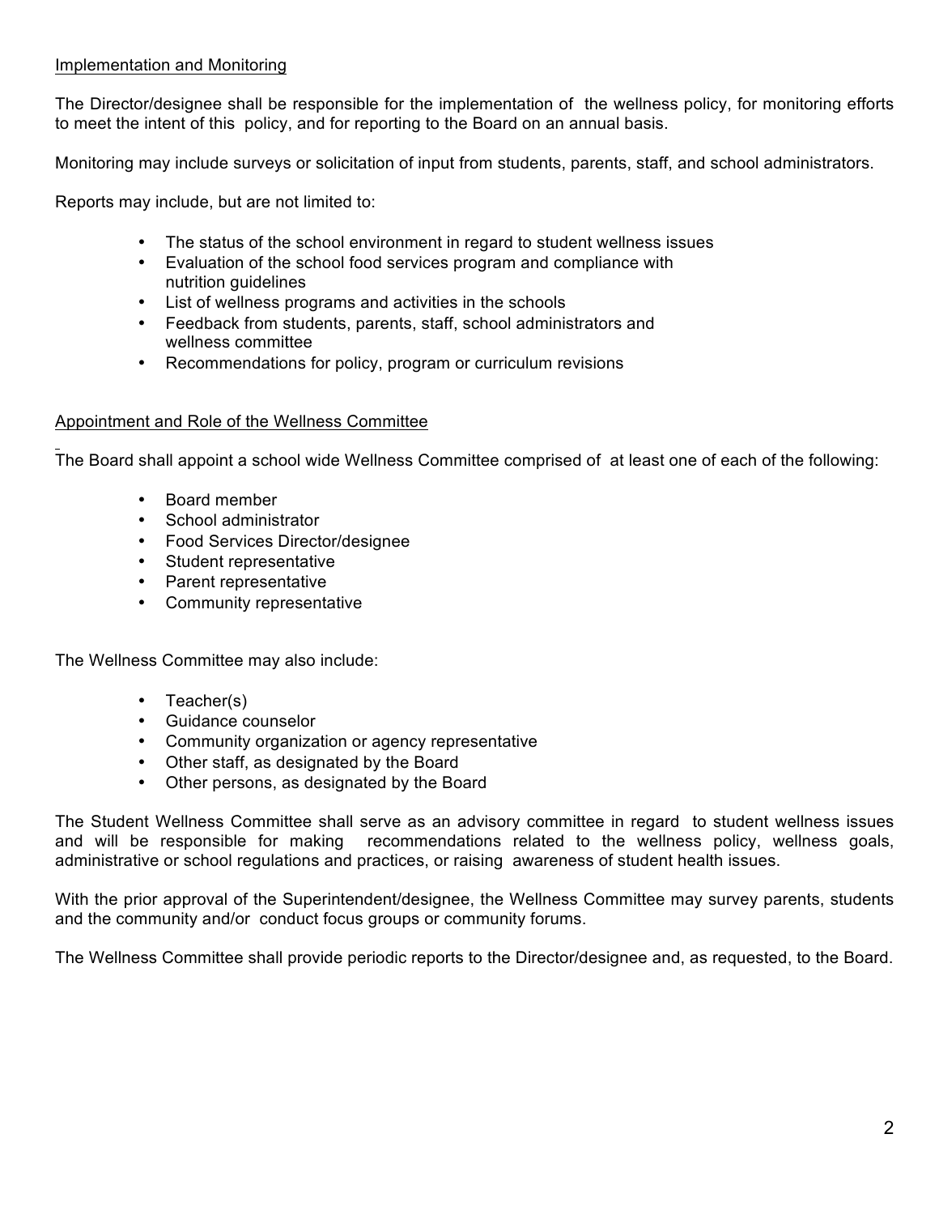## Implementation and Monitoring

The Director/designee shall be responsible for the implementation of the wellness policy, for monitoring efforts to meet the intent of this policy, and for reporting to the Board on an annual basis.

Monitoring may include surveys or solicitation of input from students, parents, staff, and school administrators.

Reports may include, but are not limited to:

- The status of the school environment in regard to student wellness issues
- Evaluation of the school food services program and compliance with nutrition guidelines
- List of wellness programs and activities in the schools
- Feedback from students, parents, staff, school administrators and wellness committee
- Recommendations for policy, program or curriculum revisions

## Appointment and Role of the Wellness Committee

The Board shall appoint a school wide Wellness Committee comprised of at least one of each of the following:

- Board member
- School administrator
- Food Services Director/designee
- Student representative
- Parent representative
- Community representative

The Wellness Committee may also include:

- Teacher(s)
- Guidance counselor
- Community organization or agency representative
- Other staff, as designated by the Board
- Other persons, as designated by the Board

The Student Wellness Committee shall serve as an advisory committee in regard to student wellness issues and will be responsible for making recommendations related to the wellness policy, wellness goals, administrative or school regulations and practices, or raising awareness of student health issues.

With the prior approval of the Superintendent/designee, the Wellness Committee may survey parents, students and the community and/or conduct focus groups or community forums.

The Wellness Committee shall provide periodic reports to the Director/designee and, as requested, to the Board.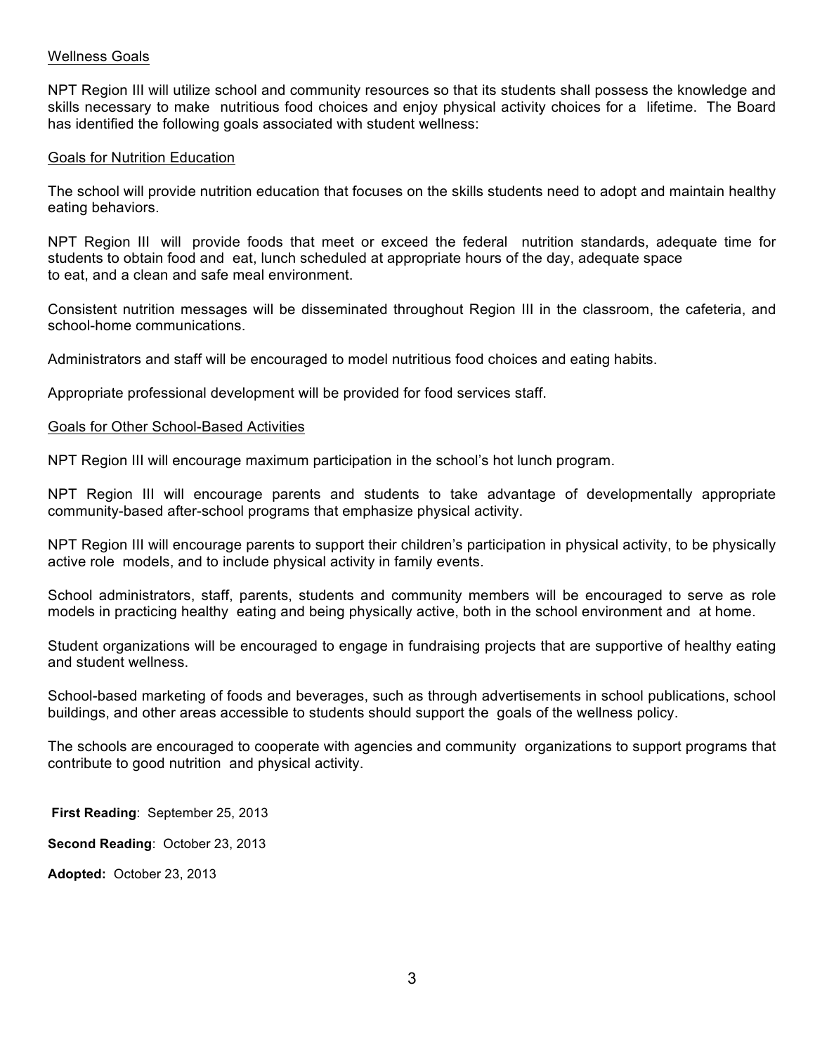<u>Wellness Goals</u>

NPT Region III will utilize school and community resources so that its students shall possess the knowledge and skills necessary to make nutritious food choices and enjoy physical activity choices for a lifetime. The Board has identified the following goals associated with student wellness:

<u>Goals for Nutrition Education</u>

The school will provide nutrition education that focuses on the skills students need to adopt and maintain healthy eating behaviors.

NPT Region III will provide foods that meet or exceed the federal nutrition standards, adequate time for students to obtain food and eat, lunch scheduled at appropriate hours of the day, adequate space to eat, and a clean and safe meal environment.

Consistent nutrition messages will be disseminated throughout Region III in the classroom, the cafeteria, and school-home communications.

Administrators and staff will be encouraged to model nutritious food choices and eating habits.

Appropriate professional development will be provided for food services staff.

<u>Goals for Other School-Based Activities</u>

NPT Region III will encourage maximum participation in the school's hot lunch program.

NPT Region III will encourage parents and students to take advantage of developmentally appropriate community-based after-school programs that emphasize physical activity.

NPT Region III will encourage parents to support their children's participation in physical activity, to be physically active role models, and to include physical activity in family events.

School administrators, staff, parents, students and community members will be encouraged to serve as role models in practicing healthy eating and being physically active, both in the school environment and at home.

Student organizations will be encouraged to engage in fundraising projects that are supportive of healthy eating and student wellness.

School-based marketing of foods and beverages, such as through advertisements in school publications, school buildings, and other areas accessible to students should support the goals of the wellness policy.

The schools are encouraged to cooperate with agencies and community organizations to support programs that contribute to good nutrition and physical activity.

**First Reading**: September 25, 2013

**Second Reading**: October 23, 2013

**Adopted:** October 23, 2013